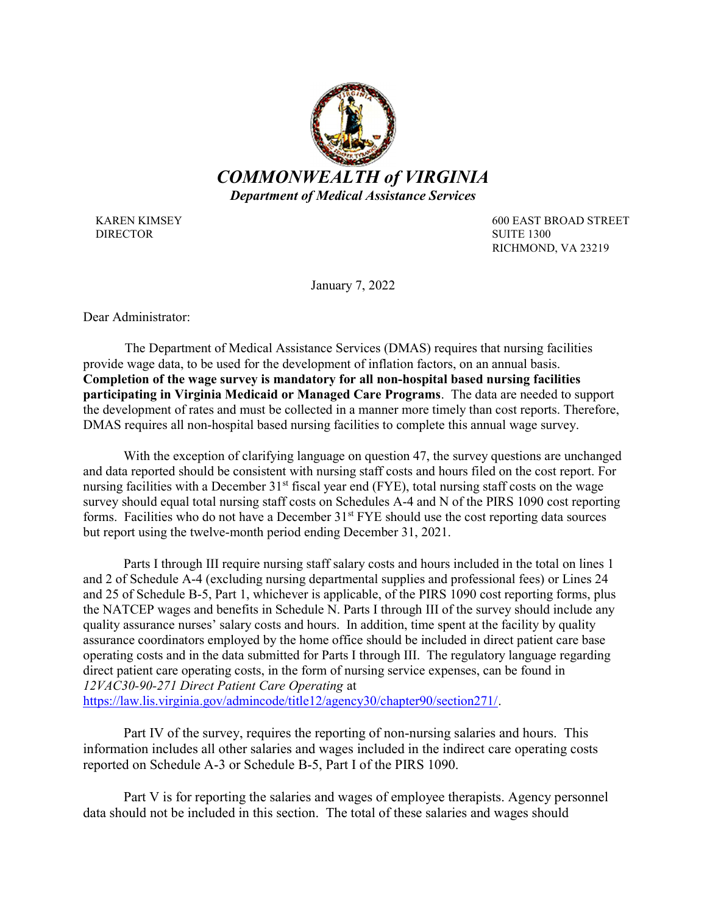# *COMMONWEALTH of VIRGINIA*

***Department of Medical Assistance Services***

KAREN KIMSEY
DIRECTOR

600 EAST BROAD STREET
SUITE 1300
RICHMOND, VA 23219

January 7, 2022

Dear Administrator:

The Department of Medical Assistance Services (DMAS) requires that nursing facilities provide wage data, to be used for the development of inflation factors, on an annual basis. **Completion of the wage survey is mandatory for all non-hospital based nursing facilities participating in Virginia Medicaid or Managed Care Programs**. The data are needed to support the development of rates and must be collected in a manner more timely than cost reports. Therefore, DMAS requires all non-hospital based nursing facilities to complete this annual wage survey.

With the exception of clarifying language on question 47, the survey questions are unchanged and data reported should be consistent with nursing staff costs and hours filed on the cost report. For nursing facilities with a December 31st fiscal year end (FYE), total nursing staff costs on the wage survey should equal total nursing staff costs on Schedules A-4 and N of the PIRS 1090 cost reporting forms. Facilities who do not have a December 31st FYE should use the cost reporting data sources but report using the twelve-month period ending December 31, 2021.

Parts I through III require nursing staff salary costs and hours included in the total on lines 1 and 2 of Schedule A-4 (excluding nursing departmental supplies and professional fees) or Lines 24 and 25 of Schedule B-5, Part 1, whichever is applicable, of the PIRS 1090 cost reporting forms, plus the NATCEP wages and benefits in Schedule N. Parts I through III of the survey should include any quality assurance nurses' salary costs and hours. In addition, time spent at the facility by quality assurance coordinators employed by the home office should be included in direct patient care base operating costs and in the data submitted for Parts I through III. The regulatory language regarding direct patient care operating costs, in the form of nursing service expenses, can be found in *12VAC30-90-271 Direct Patient Care Operating* at https://law.lis.virginia.gov/admincode/title12/agency30/chapter90/section271/.

Part IV of the survey, requires the reporting of non-nursing salaries and hours. This information includes all other salaries and wages included in the indirect care operating costs reported on Schedule A-3 or Schedule B-5, Part I of the PIRS 1090.

Part V is for reporting the salaries and wages of employee therapists. Agency personnel data should not be included in this section. The total of these salaries and wages should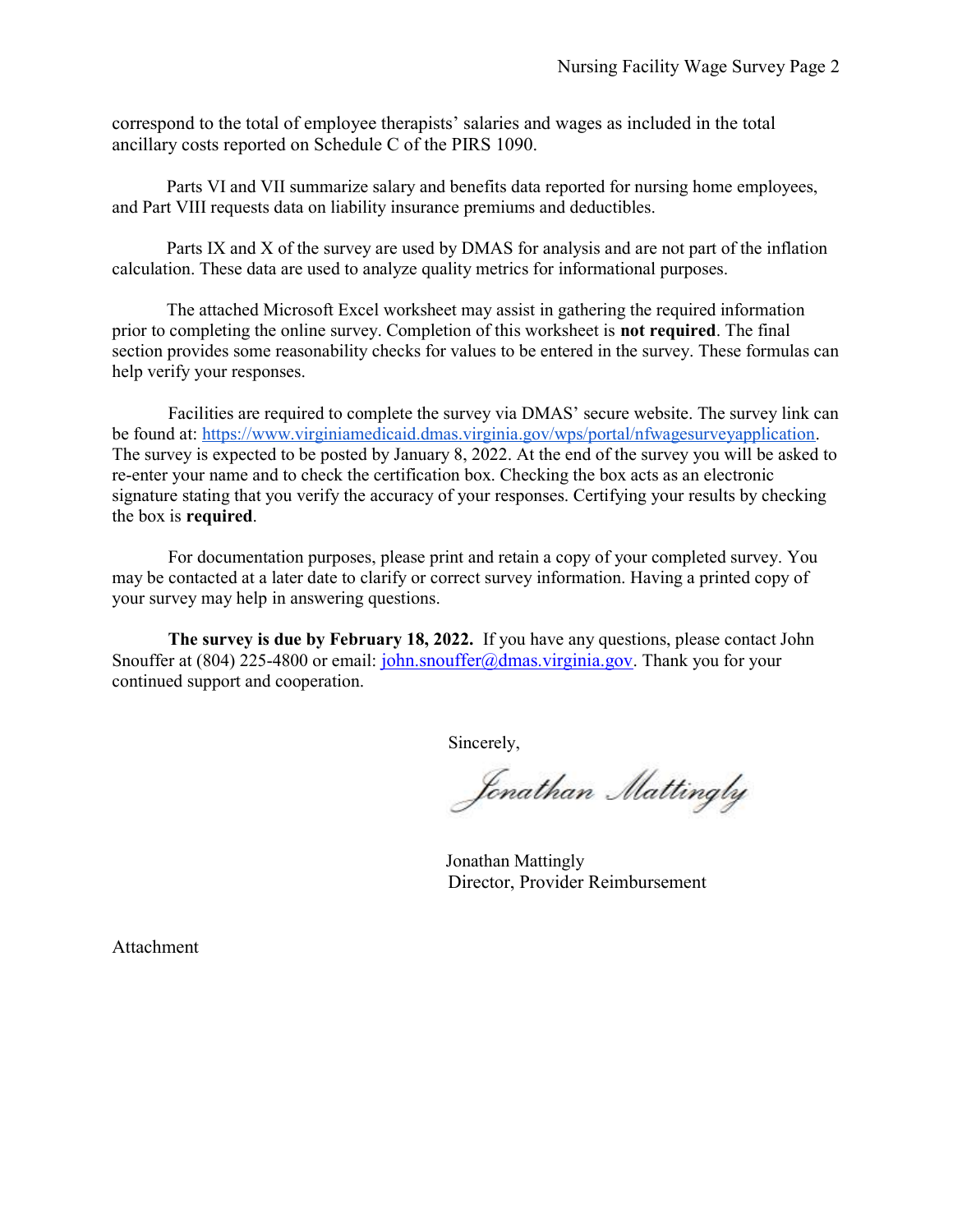correspond to the total of employee therapists' salaries and wages as included in the total ancillary costs reported on Schedule C of the PIRS 1090.

Parts VI and VII summarize salary and benefits data reported for nursing home employees, and Part VIII requests data on liability insurance premiums and deductibles.

Parts IX and X of the survey are used by DMAS for analysis and are not part of the inflation calculation. These data are used to analyze quality metrics for informational purposes.

The attached Microsoft Excel worksheet may assist in gathering the required information prior to completing the online survey. Completion of this worksheet is **not required**. The final section provides some reasonability checks for values to be entered in the survey. These formulas can help verify your responses.

Facilities are required to complete the survey via DMAS' secure website. The survey link can be found at: https://www.virginiamedicaid.dmas.virginia.gov/wps/portal/nfwagesurveyapplication. The survey is expected to be posted by January 8, 2022. At the end of the survey you will be asked to re-enter your name and to check the certification box. Checking the box acts as an electronic signature stating that you verify the accuracy of your responses. Certifying your results by checking the box is **required**.

For documentation purposes, please print and retain a copy of your completed survey. You may be contacted at a later date to clarify or correct survey information. Having a printed copy of your survey may help in answering questions.

**The survey is due by February 18, 2022.** If you have any questions, please contact John Snouffer at (804) 225-4800 or email: john.snouffer@dmas.virginia.gov. Thank you for your continued support and cooperation.

Sincerely,

Jonathan Mattingly

Jonathan Mattingly
Director, Provider Reimbursement

Attachment